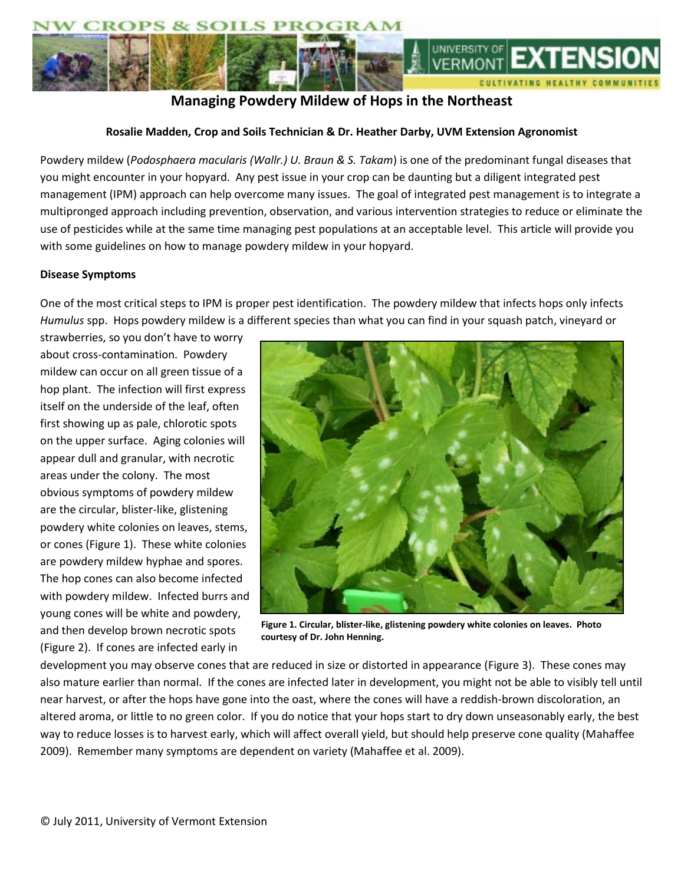# Managing Powdery Mildew of Hops in the Northeast

**Rosalie Madden, Crop and Soils Technician & Dr. Heather Darby, UVM Extension Agronomist**

Powdery mildew (*Podosphaera macularis (Wallr.) U. Braun & S. Takam*) is one of the predominant fungal diseases that you might encounter in your hopyard. Any pest issue in your crop can be daunting but a diligent integrated pest management (IPM) approach can help overcome many issues. The goal of integrated pest management is to integrate a multipronged approach including prevention, observation, and various intervention strategies to reduce or eliminate the use of pesticides while at the same time managing pest populations at an acceptable level. This article will provide you with some guidelines on how to manage powdery mildew in your hopyard.

**Disease Symptoms**

One of the most critical steps to IPM is proper pest identification. The powdery mildew that infects hops only infects *Humulus* spp. Hops powdery mildew is a different species than what you can find in your squash patch, vineyard or strawberries, so you don't have to worry about cross-contamination. Powdery mildew can occur on all green tissue of a hop plant. The infection will first express itself on the underside of the leaf, often first showing up as pale, chlorotic spots on the upper surface. Aging colonies will appear dull and granular, with necrotic areas under the colony. The most obvious symptoms of powdery mildew are the circular, blister-like, glistening powdery white colonies on leaves, stems, or cones (Figure 1). These white colonies are powdery mildew hyphae and spores. The hop cones can also become infected with powdery mildew. Infected burrs and young cones will be white and powdery, and then develop brown necrotic spots (Figure 2). If cones are infected early in development you may observe cones that are reduced in size or distorted in appearance (Figure 3). These cones may also mature earlier than normal. If the cones are infected later in development, you might not be able to visibly tell until near harvest, or after the hops have gone into the oast, where the cones will have a reddish-brown discoloration, an altered aroma, or little to no green color. If you do notice that your hops start to dry down unseasonably early, the best way to reduce losses is to harvest early, which will affect overall yield, but should help preserve cone quality (Mahaffee 2009). Remember many symptoms are dependent on variety (Mahaffee et al. 2009).

**Figure 1. Circular, blister-like, glistening powdery white colonies on leaves. Photo courtesy of Dr. John Henning.**

© July 2011, University of Vermont Extension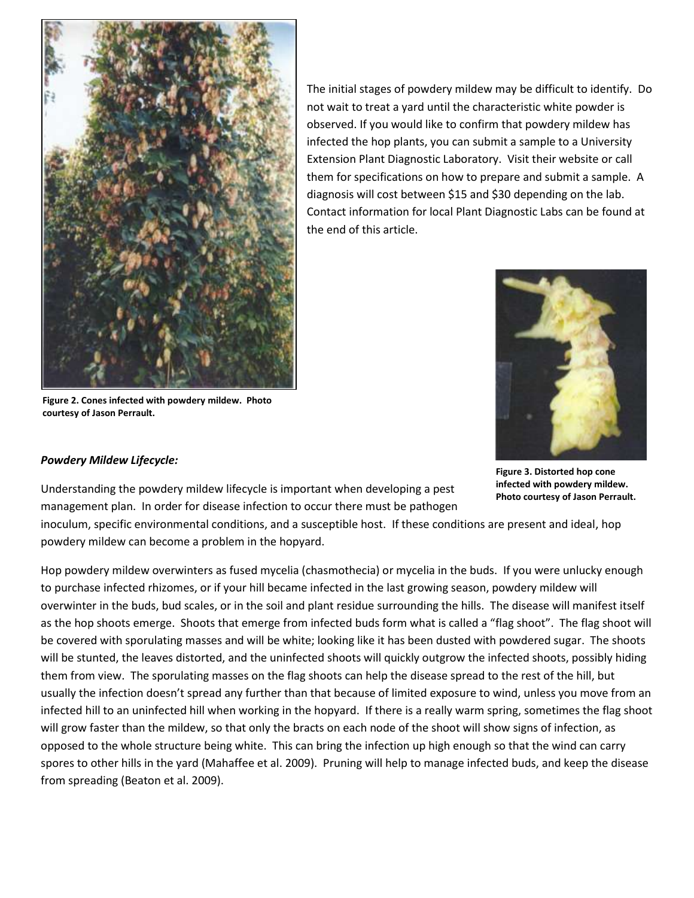The initial stages of powdery mildew may be difficult to identify. Do not wait to treat a yard until the characteristic white powder is observed. If you would like to confirm that powdery mildew has infected the hop plants, you can submit a sample to a University Extension Plant Diagnostic Laboratory. Visit their website or call them for specifications on how to prepare and submit a sample. A diagnosis will cost between $15 and $30 depending on the lab. Contact information for local Plant Diagnostic Labs can be found at the end of this article.

**Figure 2. Cones infected with powdery mildew. Photo courtesy of Jason Perrault.**

**Figure 3. Distorted hop cone infected with powdery mildew. Photo courtesy of Jason Perrault.**

***Powdery Mildew Lifecycle:***

Understanding the powdery mildew lifecycle is important when developing a pest management plan. In order for disease infection to occur there must be pathogen inoculum, specific environmental conditions, and a susceptible host. If these conditions are present and ideal, hop powdery mildew can become a problem in the hopyard.

Hop powdery mildew overwinters as fused mycelia (chasmothecia) or mycelia in the buds. If you were unlucky enough to purchase infected rhizomes, or if your hill became infected in the last growing season, powdery mildew will overwinter in the buds, bud scales, or in the soil and plant residue surrounding the hills. The disease will manifest itself as the hop shoots emerge. Shoots that emerge from infected buds form what is called a "flag shoot". The flag shoot will be covered with sporulating masses and will be white; looking like it has been dusted with powdered sugar. The shoots will be stunted, the leaves distorted, and the uninfected shoots will quickly outgrow the infected shoots, possibly hiding them from view. The sporulating masses on the flag shoots can help the disease spread to the rest of the hill, but usually the infection doesn't spread any further than that because of limited exposure to wind, unless you move from an infected hill to an uninfected hill when working in the hopyard. If there is a really warm spring, sometimes the flag shoot will grow faster than the mildew, so that only the bracts on each node of the shoot will show signs of infection, as opposed to the whole structure being white. This can bring the infection up high enough so that the wind can carry spores to other hills in the yard (Mahaffee et al. 2009). Pruning will help to manage infected buds, and keep the disease from spreading (Beaton et al. 2009).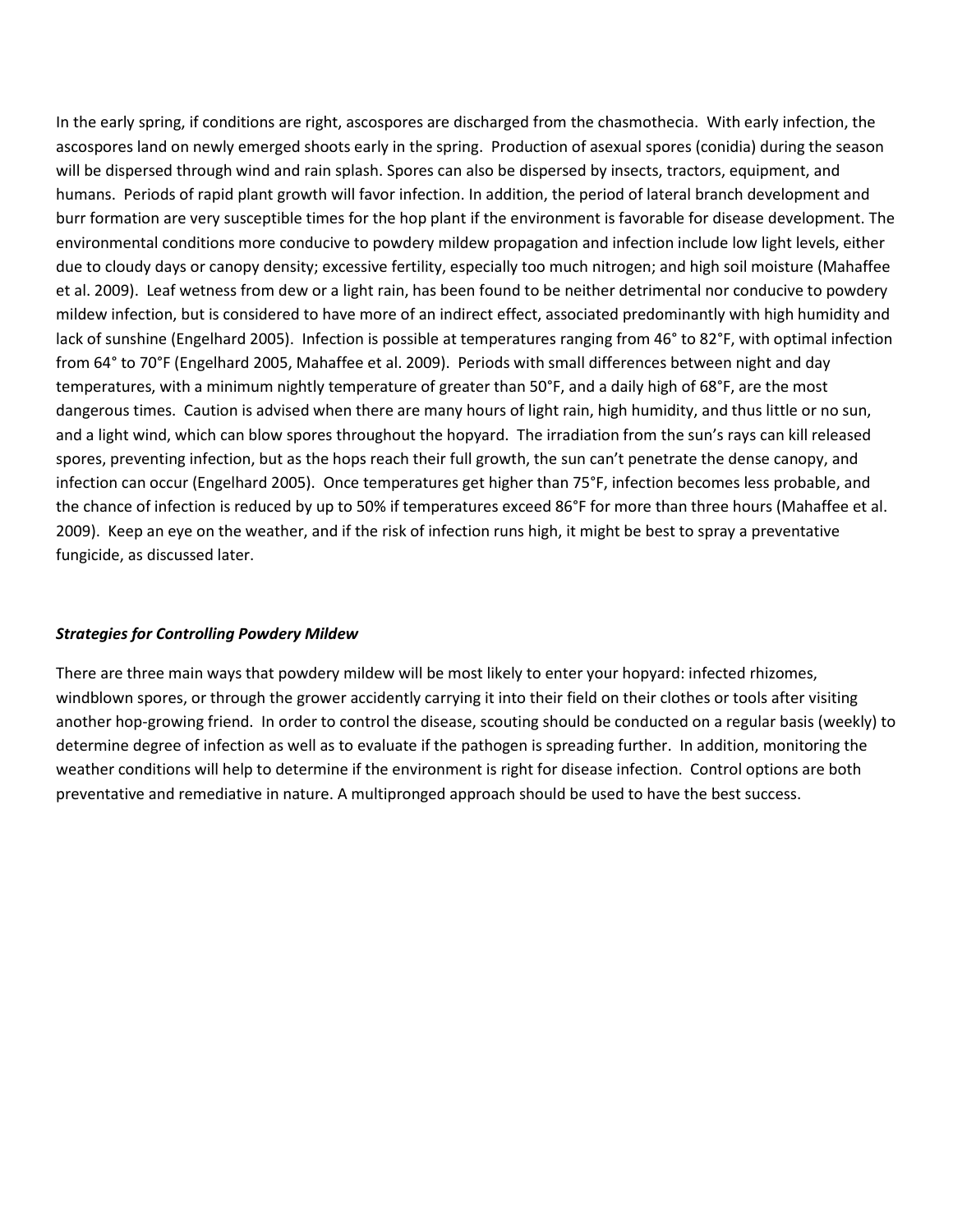In the early spring, if conditions are right, ascospores are discharged from the chasmothecia. With early infection, the ascospores land on newly emerged shoots early in the spring. Production of asexual spores (conidia) during the season will be dispersed through wind and rain splash. Spores can also be dispersed by insects, tractors, equipment, and humans. Periods of rapid plant growth will favor infection. In addition, the period of lateral branch development and burr formation are very susceptible times for the hop plant if the environment is favorable for disease development. The environmental conditions more conducive to powdery mildew propagation and infection include low light levels, either due to cloudy days or canopy density; excessive fertility, especially too much nitrogen; and high soil moisture (Mahaffee et al. 2009). Leaf wetness from dew or a light rain, has been found to be neither detrimental nor conducive to powdery mildew infection, but is considered to have more of an indirect effect, associated predominantly with high humidity and lack of sunshine (Engelhard 2005). Infection is possible at temperatures ranging from 46° to 82°F, with optimal infection from 64° to 70°F (Engelhard 2005, Mahaffee et al. 2009). Periods with small differences between night and day temperatures, with a minimum nightly temperature of greater than 50°F, and a daily high of 68°F, are the most dangerous times. Caution is advised when there are many hours of light rain, high humidity, and thus little or no sun, and a light wind, which can blow spores throughout the hopyard. The irradiation from the sun's rays can kill released spores, preventing infection, but as the hops reach their full growth, the sun can't penetrate the dense canopy, and infection can occur (Engelhard 2005). Once temperatures get higher than 75°F, infection becomes less probable, and the chance of infection is reduced by up to 50% if temperatures exceed 86°F for more than three hours (Mahaffee et al. 2009). Keep an eye on the weather, and if the risk of infection runs high, it might be best to spray a preventative fungicide, as discussed later.

***Strategies for Controlling Powdery Mildew***

There are three main ways that powdery mildew will be most likely to enter your hopyard: infected rhizomes, windblown spores, or through the grower accidently carrying it into their field on their clothes or tools after visiting another hop-growing friend. In order to control the disease, scouting should be conducted on a regular basis (weekly) to determine degree of infection as well as to evaluate if the pathogen is spreading further. In addition, monitoring the weather conditions will help to determine if the environment is right for disease infection. Control options are both preventative and remediative in nature. A multipronged approach should be used to have the best success.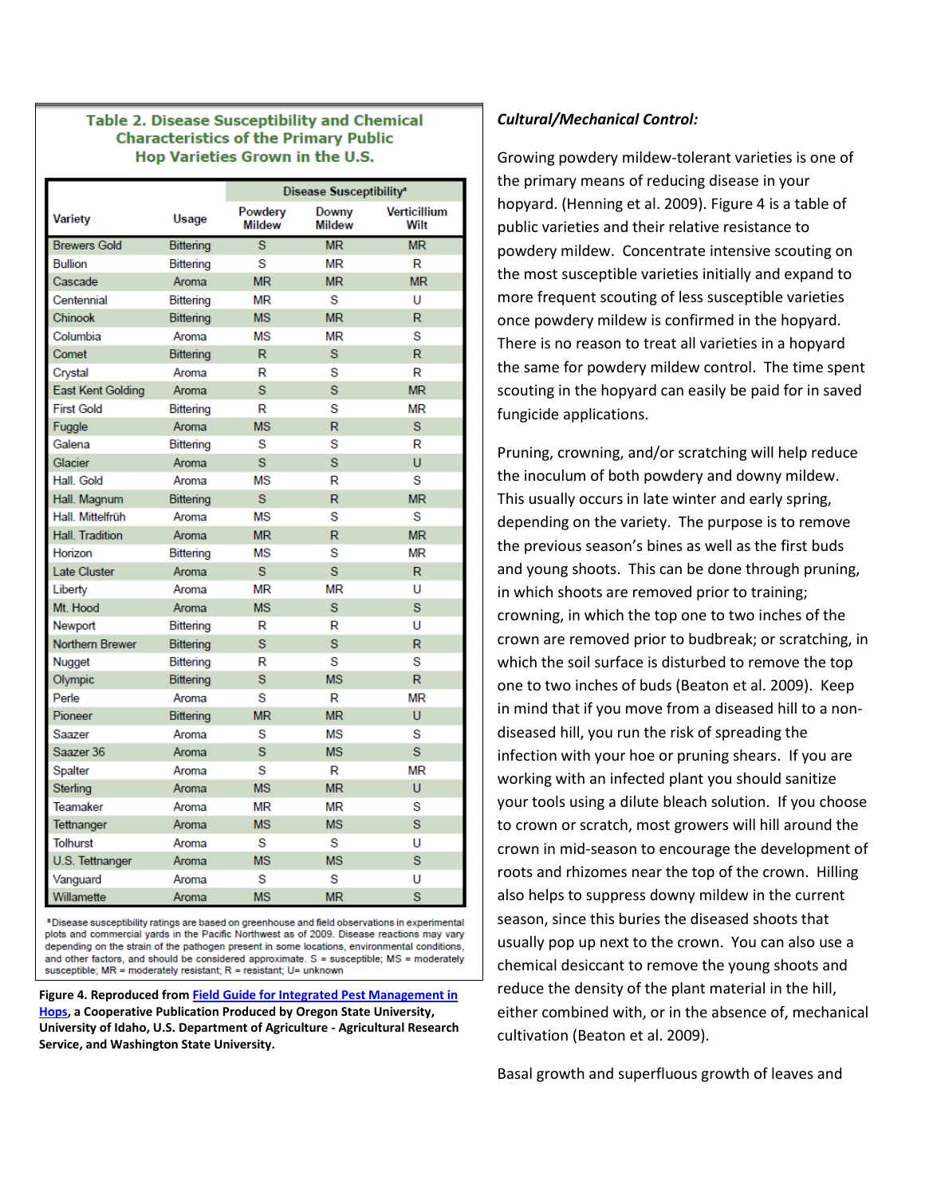**Table 2. Disease Susceptibility and Chemical Characteristics of the Primary Public Hop Varieties Grown in the U.S.**

| Variety | Usage | Disease Susceptibility[a] | | |
|---|---|---|---|---|
| | | Powdery Mildew | Downy Mildew | Verticillium Wilt |
| Brewers Gold | Bittering | S | MR | MR |
| Bullion | Bittering | S | MR | R |
| Cascade | Aroma | MR | MR | MR |
| Centennial | Bittering | MR | S | U |
| Chinook | Bittering | MS | MR | R |
| Columbia | Aroma | MS | MR | S |
| Comet | Bittering | R | S | R |
| Crystal | Aroma | R | S | R |
| East Kent Golding | Aroma | S | S | MR |
| First Gold | Bittering | R | S | MR |
| Fuggle | Aroma | MS | R | S |
| Galena | Bittering | S | S | R |
| Glacier | Aroma | S | S | U |
| Hall. Gold | Aroma | MS | R | S |
| Hall. Magnum | Bittering | S | R | MR |
| Hall. Mittelfrüh | Aroma | MS | S | S |
| Hall. Tradition | Aroma | MR | R | MR |
| Horizon | Bittering | MS | S | MR |
| Late Cluster | Aroma | S | S | R |
| Liberty | Aroma | MR | MR | U |
| Mt. Hood | Aroma | MS | S | S |
| Newport | Bittering | R | R | U |
| Northern Brewer | Bittering | S | S | R |
| Nugget | Bittering | R | S | S |
| Olympic | Bittering | S | MS | R |
| Perle | Aroma | S | R | MR |
| Pioneer | Bittering | MR | MR | U |
| Saazer | Aroma | S | MS | S |
| Saazer 36 | Aroma | S | MS | S |
| Spalter | Aroma | S | R | MR |
| Sterling | Aroma | MS | MR | U |
| Teamaker | Aroma | MR | MR | S |
| Tettnanger | Aroma | MS | MS | S |
| Tolhurst | Aroma | S | S | U |
| U.S. Tettnanger | Aroma | MS | MS | S |
| Vanguard | Aroma | S | S | U |
| Willamette | Aroma | MS | MR | S |

[a]Disease susceptibility ratings are based on greenhouse and field observations in experimental plots and commercial yards in the Pacific Northwest as of 2009. Disease reactions may vary depending on the strain of the pathogen present in some locations, environmental conditions, and other factors, and should be considered approximate. S = susceptible; MS = moderately susceptible; MR = moderately resistant; R = resistant; U= unknown

**Figure 4. Reproduced from Field Guide for Integrated Pest Management in Hops, a Cooperative Publication Produced by Oregon State University, University of Idaho, U.S. Department of Agriculture - Agricultural Research Service, and Washington State University.**

***Cultural/Mechanical Control:***

Growing powdery mildew-tolerant varieties is one of the primary means of reducing disease in your hopyard. (Henning et al. 2009). Figure 4 is a table of public varieties and their relative resistance to powdery mildew. Concentrate intensive scouting on the most susceptible varieties initially and expand to more frequent scouting of less susceptible varieties once powdery mildew is confirmed in the hopyard. There is no reason to treat all varieties in a hopyard the same for powdery mildew control. The time spent scouting in the hopyard can easily be paid for in saved fungicide applications.

Pruning, crowning, and/or scratching will help reduce the inoculum of both powdery and downy mildew. This usually occurs in late winter and early spring, depending on the variety. The purpose is to remove the previous season's bines as well as the first buds and young shoots. This can be done through pruning, in which shoots are removed prior to training; crowning, in which the top one to two inches of the crown are removed prior to budbreak; or scratching, in which the soil surface is disturbed to remove the top one to two inches of buds (Beaton et al. 2009). Keep in mind that if you move from a diseased hill to a non-diseased hill, you run the risk of spreading the infection with your hoe or pruning shears. If you are working with an infected plant you should sanitize your tools using a dilute bleach solution. If you choose to crown or scratch, most growers will hill around the crown in mid-season to encourage the development of roots and rhizomes near the top of the crown. Hilling also helps to suppress downy mildew in the current season, since this buries the diseased shoots that usually pop up next to the crown. You can also use a chemical desiccant to remove the young shoots and reduce the density of the plant material in the hill, either combined with, or in the absence of, mechanical cultivation (Beaton et al. 2009).

Basal growth and superfluous growth of leaves and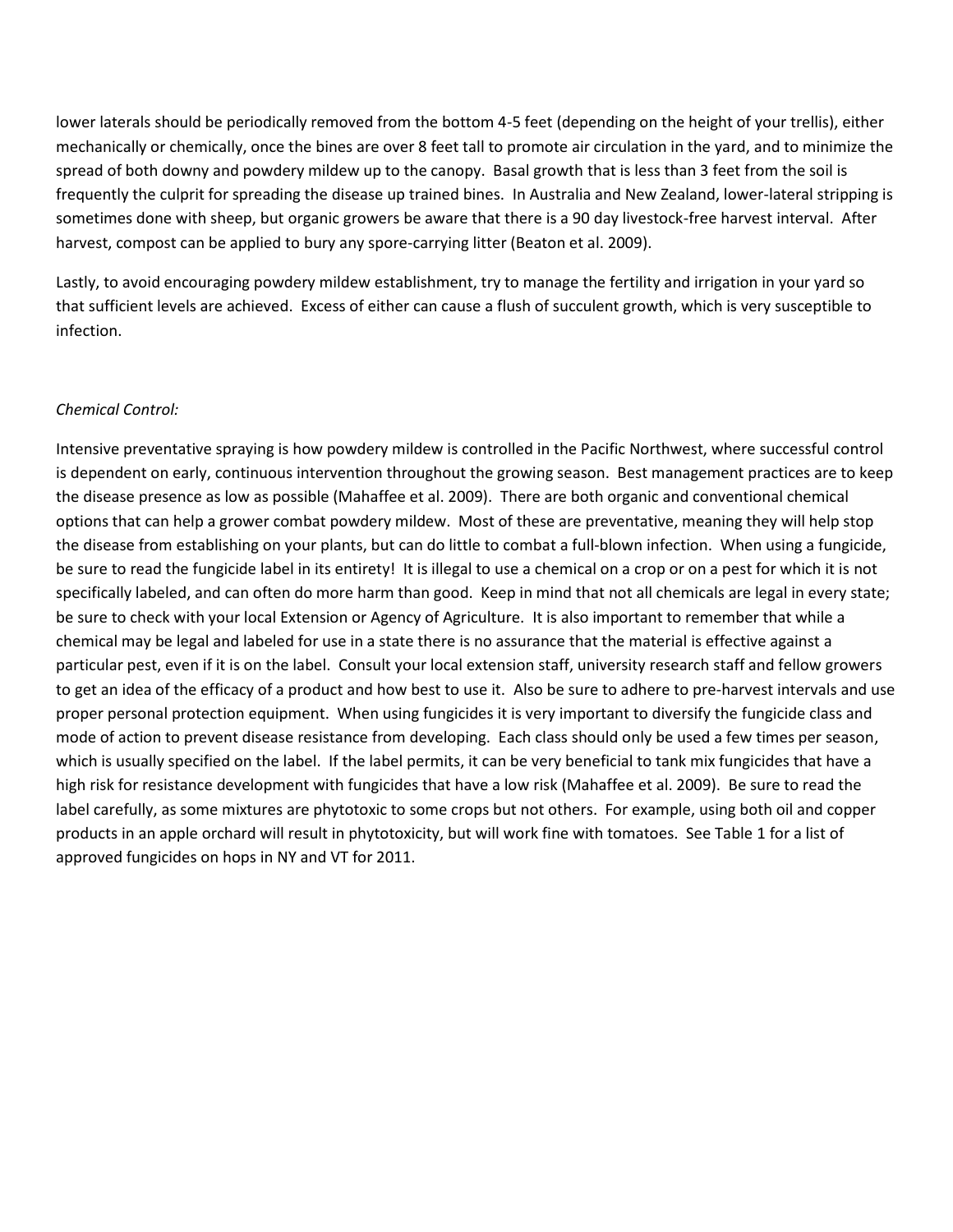lower laterals should be periodically removed from the bottom 4-5 feet (depending on the height of your trellis), either mechanically or chemically, once the bines are over 8 feet tall to promote air circulation in the yard, and to minimize the spread of both downy and powdery mildew up to the canopy. Basal growth that is less than 3 feet from the soil is frequently the culprit for spreading the disease up trained bines. In Australia and New Zealand, lower-lateral stripping is sometimes done with sheep, but organic growers be aware that there is a 90 day livestock-free harvest interval. After harvest, compost can be applied to bury any spore-carrying litter (Beaton et al. 2009).

Lastly, to avoid encouraging powdery mildew establishment, try to manage the fertility and irrigation in your yard so that sufficient levels are achieved. Excess of either can cause a flush of succulent growth, which is very susceptible to infection.

*Chemical Control:*

Intensive preventative spraying is how powdery mildew is controlled in the Pacific Northwest, where successful control is dependent on early, continuous intervention throughout the growing season. Best management practices are to keep the disease presence as low as possible (Mahaffee et al. 2009). There are both organic and conventional chemical options that can help a grower combat powdery mildew. Most of these are preventative, meaning they will help stop the disease from establishing on your plants, but can do little to combat a full-blown infection. When using a fungicide, be sure to read the fungicide label in its entirety! It is illegal to use a chemical on a crop or on a pest for which it is not specifically labeled, and can often do more harm than good. Keep in mind that not all chemicals are legal in every state; be sure to check with your local Extension or Agency of Agriculture. It is also important to remember that while a chemical may be legal and labeled for use in a state there is no assurance that the material is effective against a particular pest, even if it is on the label. Consult your local extension staff, university research staff and fellow growers to get an idea of the efficacy of a product and how best to use it. Also be sure to adhere to pre-harvest intervals and use proper personal protection equipment. When using fungicides it is very important to diversify the fungicide class and mode of action to prevent disease resistance from developing. Each class should only be used a few times per season, which is usually specified on the label. If the label permits, it can be very beneficial to tank mix fungicides that have a high risk for resistance development with fungicides that have a low risk (Mahaffee et al. 2009). Be sure to read the label carefully, as some mixtures are phytotoxic to some crops but not others. For example, using both oil and copper products in an apple orchard will result in phytotoxicity, but will work fine with tomatoes. See Table 1 for a list of approved fungicides on hops in NY and VT for 2011.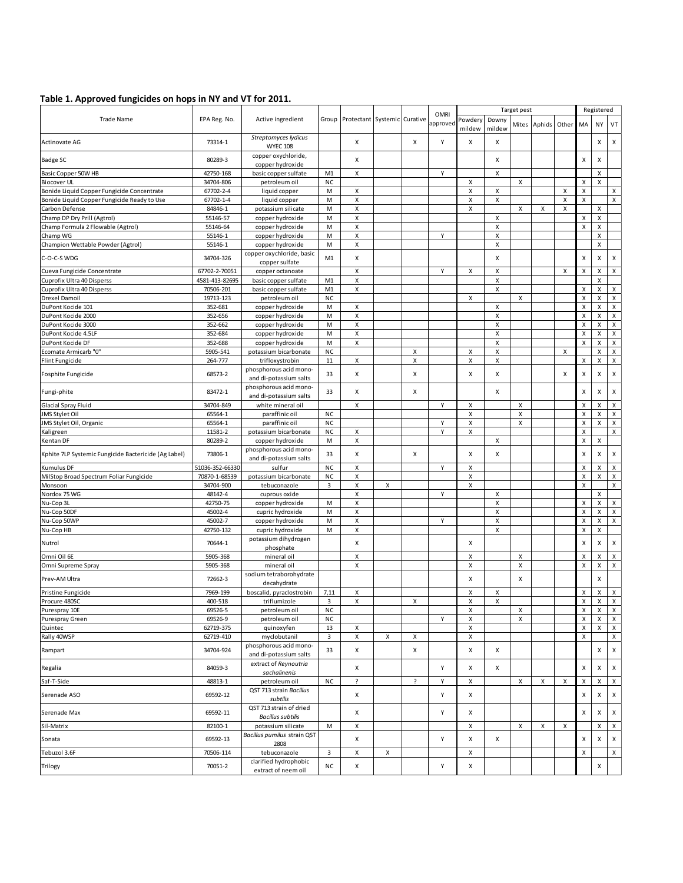**Table 1. Approved fungicides on hops in NY and VT for 2011.**

| Trade Name | EPA Reg. No. | Active ingredient | Group | Protectant | Systemic | Curative | OMRI approved | Target pest | | | | | Registered | | |
|---|---|---|---|---|---|---|---|---|---|---|---|---|---|---|---|
| | | | | | | | | Powdery mildew | Downy mildew | Mites | Aphids | Other | MA | NY | VT |
| Actinovate AG | 73314-1 | *Streptomyces lydicus* WYEC 108 | | X | | X | Y | X | X | | | | | X | X |
| Badge SC | 80289-3 | copper oxychloride, copper hydroxide | | X | | | | | X | | | | X | X | |
| Basic Copper 50W HB | 42750-168 | basic copper sulfate | M1 | X | | | Y | | X | | | | | X | |
| Biocover UL | 34704-806 | petroleum oil | NC | | | | | X | | X | | | X | X | |
| Bonide Liquid Copper Fungicide Concentrate | 67702-2-4 | liquid copper | M | X | | | | X | X | | | X | X | | X |
| Bonide Liquid Copper Fungicide Ready to Use | 67702-1-4 | liquid copper | M | X | | | | X | X | | | X | X | | X |
| Carbon Defense | 84846-1 | potassium silicate | M | X | | | | X | | X | X | X | | X | |
| Champ DP Dry Prill (Agtrol) | 55146-57 | copper hydroxide | M | X | | | | | X | | | | X | X | |
| Champ Formula 2 Flowable (Agtrol) | 55146-64 | copper hydroxide | M | X | | | | | X | | | | X | X | |
| Champ WG | 55146-1 | copper hydroxide | M | X | | | Y | | X | | | | | X | |
| Champion Wettable Powder (Agtrol) | 55146-1 | copper hydroxide | M | X | | | | | X | | | | | X | |
| C-O-C-S WDG | 34704-326 | copper oxychloride, basic copper sulfate | M1 | X | | | | | X | | | | X | X | X |
| Cueva Fungicide Concentrate | 67702-2-70051 | copper octanoate | | X | | | Y | X | X | | | X | X | X | X |
| Cuprofix Ultra 40 Disperss | 4581-413-82695 | basic copper sulfate | M1 | X | | | | | X | | | | | X | |
| Cuprofix Ultra 40 Disperss | 70506-201 | basic copper sulfate | M1 | X | | | | | X | | | | X | X | X |
| Drexel Damoil | 19713-123 | petroleum oil | NC | | | | | X | | X | | | X | X | X |
| DuPont Kocide 101 | 352-681 | copper hydroxide | M | X | | | | | X | | | | X | X | X |
| DuPont Kocide 2000 | 352-656 | copper hydroxide | M | X | | | | | X | | | | X | X | X |
| DuPont Kocide 3000 | 352-662 | copper hydroxide | M | X | | | | | X | | | | X | X | X |
| DuPont Kocide 4.5LF | 352-684 | copper hydroxide | M | X | | | | | X | | | | X | X | X |
| DuPont Kocide DF | 352-688 | copper hydroxide | M | X | | | | | X | | | | X | X | X |
| Ecomate Armicarb "0" | 5905-541 | potassium bicarbonate | NC | | | X | | X | X | | | X | | X | X |
| Flint Fungicide | 264-777 | trifloxystrobin | 11 | X | | X | | X | X | | | | X | X | X |
| Fosphite Fungicide | 68573-2 | phosphorous acid mono- and di-potassium salts | 33 | X | | X | | X | X | | | X | X | X | X |
| Fungi-phite | 83472-1 | phosphorous acid mono- and di-potassium salts | 33 | X | | X | | | X | | | | X | X | X |
| Glacial Spray Fluid | 34704-849 | white mineral oil | | X | | | Y | X | | X | | | X | X | X |
| JMS Stylet Oil | 65564-1 | paraffinic oil | NC | | | | | X | | X | | | X | X | X |
| JMS Stylet Oil, Organic | 65564-1 | paraffinic oil | NC | | | | Y | X | | X | | | X | X | X |
| Kaligreen | 11581-2 | potassium bicarbonate | NC | X | | | Y | X | | | | | X | | X |
| Kentan DF | 80289-2 | copper hydroxide | M | X | | | | | X | | | | X | X | |
| Kphite 7LP Systemic Fungicide Bactericide (Ag Label) | 73806-1 | phosphorous acid mono- and di-potassium salts | 33 | X | | X | | X | X | | | | X | X | X |
| Kumulus DF | 51036-352-66330 | sulfur | NC | X | | | Y | X | | | | | X | X | X |
| MilStop Broad Spectrum Foliar Fungicide | 70870-1-68539 | potassium bicarbonate | NC | X | | | | X | | | | | X | X | X |
| Monsoon | 34704-900 | tebuconazole | 3 | X | X | | | X | | | | | X | | X |
| Nordox 75 WG | 48142-4 | cuprous oxide | | X | | | Y | | X | | | | | X | |
| Nu-Cop 3L | 42750-75 | copper hydroxide | M | X | | | | | X | | | | X | X | X |
| Nu-Cop 50DF | 45002-4 | cupric hydroxide | M | X | | | | | X | | | | X | X | X |
| Nu-Cop 50WP | 45002-7 | copper hydroxide | M | X | | | Y | | X | | | | X | X | X |
| Nu-Cop HB | 42750-132 | cupric hydroxide | M | X | | | | | X | | | | X | X | |
| Nutrol | 70644-1 | potassium dihydrogen phosphate | | X | | | | X | | | | | X | X | X |
| Omni Oil 6E | 5905-368 | mineral oil | | X | | | | X | | X | | | X | X | X |
| Omni Supreme Spray | 5905-368 | mineral oil | | X | | | | X | | X | | | X | X | X |
| Prev-AM Ultra | 72662-3 | sodium tetraborohydrate decahydrate | | | | | | X | | X | | | | X | |
| Pristine Fungicide | 7969-199 | boscalid, pyraclostrobin | 7,11 | X | | | | X | X | | | | X | X | X |
| Procure 480SC | 400-518 | triflumizole | 3 | X | | X | | X | X | | | | X | X | X |
| Purespray 10E | 69526-5 | petroleum oil | NC | | | | | X | | X | | | X | X | X |
| Purespray Green | 69526-9 | petroleum oil | NC | | | | Y | X | | X | | | X | X | X |
| Quintec | 62719-375 | quinoxyfen | 13 | X | | | | X | | | | | X | X | X |
| Rally 40WSP | 62719-410 | myclobutanil | 3 | X | X | X | | X | | | | | X | | X |
| Rampart | 34704-924 | phosphorous acid mono- and di-potassium salts | 33 | X | | X | | X | X | | | | | X | X |
| Regalia | 84059-3 | extract of *Reynoutria sachalinensis* | | X | | | Y | X | X | | | | X | X | X |
| Saf-T-Side | 48813-1 | petroleum oil | NC | ? | | ? | Y | X | | X | X | X | X | X | X |
| Serenade ASO | 69592-12 | QST 713 strain *Bacillus subtilis* | | X | | | Y | X | | | | | X | X | X |
| Serenade Max | 69592-11 | QST 713 strain of dried *Bacillus subtilis* | | X | | | Y | X | | | | | X | X | X |
| Sil-Matrix | 82100-1 | potassium silicate | M | X | | | | X | | X | X | X | | X | X |
| Sonata | 69592-13 | *Bacillus pumilus* strain QST 2808 | | X | | | Y | X | X | | | | X | X | X |
| Tebuzol 3.6F | 70506-114 | tebuconazole | 3 | X | X | | | X | | | | | X | | X |
| Trilogy | 70051-2 | clarified hydrophobic extract of neem oil | NC | X | | | Y | X | | | | | | X | |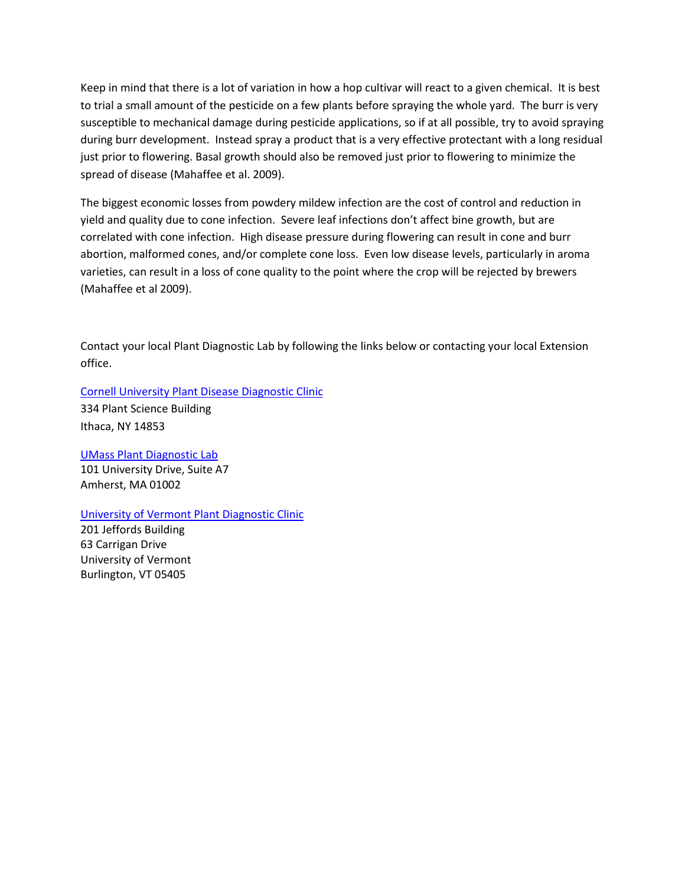Keep in mind that there is a lot of variation in how a hop cultivar will react to a given chemical. It is best to trial a small amount of the pesticide on a few plants before spraying the whole yard. The burr is very susceptible to mechanical damage during pesticide applications, so if at all possible, try to avoid spraying during burr development. Instead spray a product that is a very effective protectant with a long residual just prior to flowering. Basal growth should also be removed just prior to flowering to minimize the spread of disease (Mahaffee et al. 2009).

The biggest economic losses from powdery mildew infection are the cost of control and reduction in yield and quality due to cone infection. Severe leaf infections don't affect bine growth, but are correlated with cone infection. High disease pressure during flowering can result in cone and burr abortion, malformed cones, and/or complete cone loss. Even low disease levels, particularly in aroma varieties, can result in a loss of cone quality to the point where the crop will be rejected by brewers (Mahaffee et al 2009).

Contact your local Plant Diagnostic Lab by following the links below or contacting your local Extension office.

Cornell University Plant Disease Diagnostic Clinic
334 Plant Science Building
Ithaca, NY 14853

UMass Plant Diagnostic Lab
101 University Drive, Suite A7
Amherst, MA 01002

University of Vermont Plant Diagnostic Clinic
201 Jeffords Building
63 Carrigan Drive
University of Vermont
Burlington, VT 05405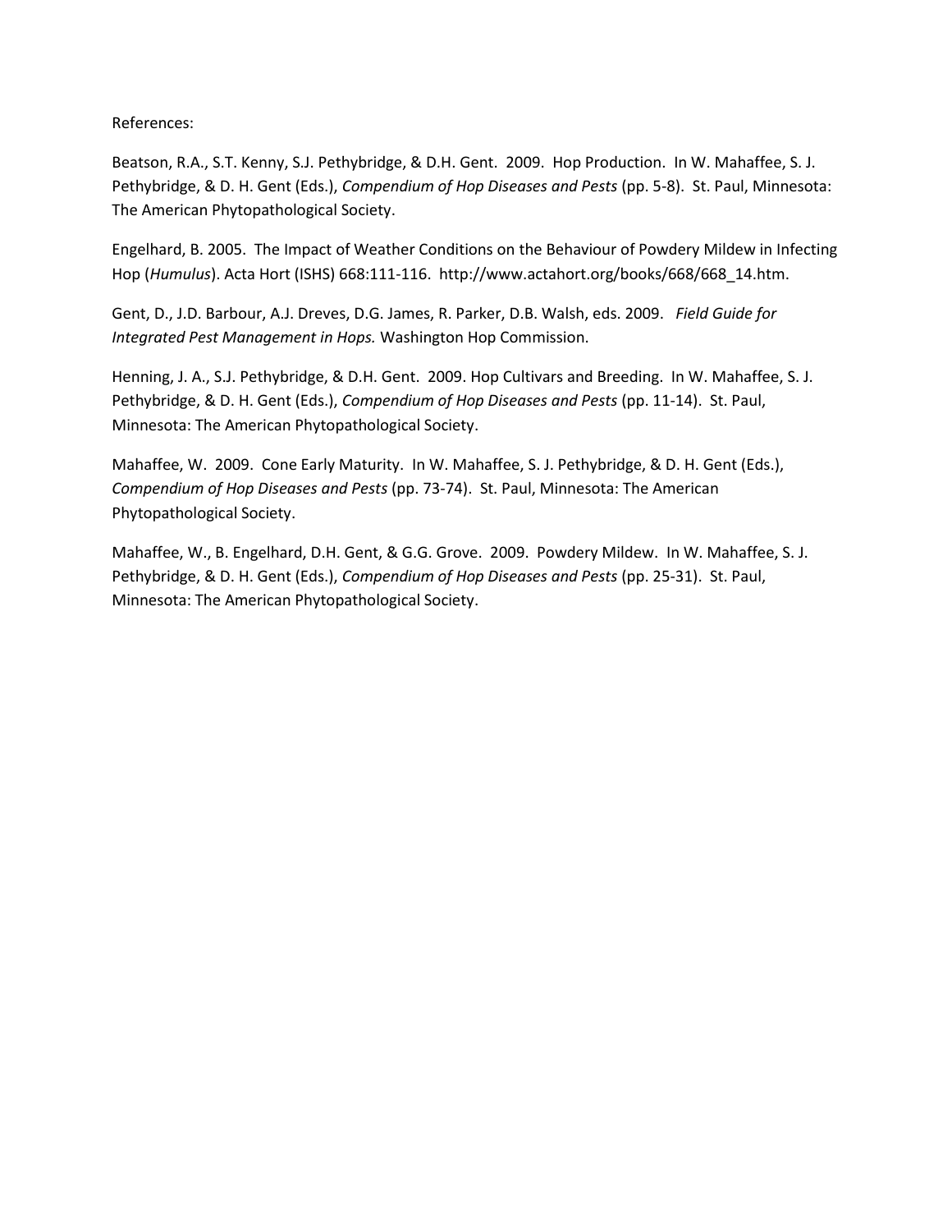References:

Beatson, R.A., S.T. Kenny, S.J. Pethybridge, & D.H. Gent. 2009. Hop Production. In W. Mahaffee, S. J. Pethybridge, & D. H. Gent (Eds.), *Compendium of Hop Diseases and Pests* (pp. 5-8). St. Paul, Minnesota: The American Phytopathological Society.

Engelhard, B. 2005. The Impact of Weather Conditions on the Behaviour of Powdery Mildew in Infecting Hop (*Humulus*). Acta Hort (ISHS) 668:111-116. http://www.actahort.org/books/668/668_14.htm.

Gent, D., J.D. Barbour, A.J. Dreves, D.G. James, R. Parker, D.B. Walsh, eds. 2009. *Field Guide for Integrated Pest Management in Hops.* Washington Hop Commission.

Henning, J. A., S.J. Pethybridge, & D.H. Gent. 2009. Hop Cultivars and Breeding. In W. Mahaffee, S. J. Pethybridge, & D. H. Gent (Eds.), *Compendium of Hop Diseases and Pests* (pp. 11-14). St. Paul, Minnesota: The American Phytopathological Society.

Mahaffee, W. 2009. Cone Early Maturity. In W. Mahaffee, S. J. Pethybridge, & D. H. Gent (Eds.), *Compendium of Hop Diseases and Pests* (pp. 73-74). St. Paul, Minnesota: The American Phytopathological Society.

Mahaffee, W., B. Engelhard, D.H. Gent, & G.G. Grove. 2009. Powdery Mildew. In W. Mahaffee, S. J. Pethybridge, & D. H. Gent (Eds.), *Compendium of Hop Diseases and Pests* (pp. 25-31). St. Paul, Minnesota: The American Phytopathological Society.